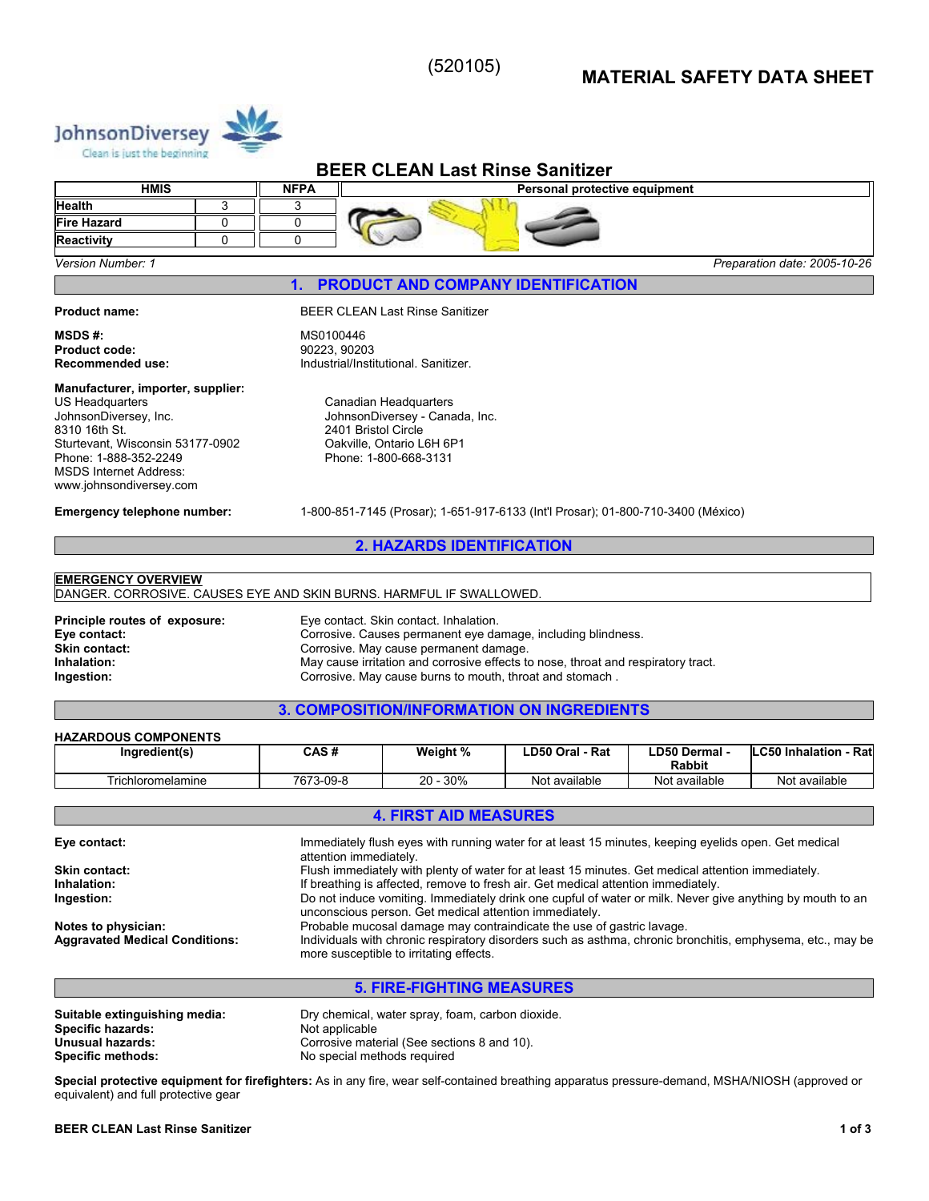(520105)

# MATERIAL SAFETY DATA SHEET

JohnsonDiversey
Clean is just the beginning

## BEER CLEAN Last Rinse Sanitizer

| HMIS | | NFPA | Personal protective equipment |
|---|---|---|---|
| Health | 3 | 3 | |
| Fire Hazard | 0 | 0 | |
| Reactivity | 0 | 0 | |

*Version Number: 1* *Preparation date: 2005-10-26*

## 1. PRODUCT AND COMPANY IDENTIFICATION

**Product name:** BEER CLEAN Last Rinse Sanitizer

**MSDS #:** MS0100446
**Product code:** 90223, 90203
**Recommended use:** Industrial/Institutional. Sanitizer.

**Manufacturer, importer, supplier:**

US Headquarters
JohnsonDiversey, Inc.
8310 16th St.
Sturtevant, Wisconsin 53177-0902
Phone: 1-888-352-2249
MSDS Internet Address:
www.johnsondiversey.com

Canadian Headquarters
JohnsonDiversey - Canada, Inc.
2401 Bristol Circle
Oakville, Ontario L6H 6P1
Phone: 1-800-668-3131

**Emergency telephone number:** 1-800-851-7145 (Prosar); 1-651-917-6133 (Int'l Prosar); 01-800-710-3400 (México)

## 2. HAZARDS IDENTIFICATION

**EMERGENCY OVERVIEW**
DANGER. CORROSIVE. CAUSES EYE AND SKIN BURNS. HARMFUL IF SWALLOWED.

**Principle routes of exposure:** Eye contact. Skin contact. Inhalation.
**Eye contact:** Corrosive. Causes permanent eye damage, including blindness.
**Skin contact:** Corrosive. May cause permanent damage.
**Inhalation:** May cause irritation and corrosive effects to nose, throat and respiratory tract.
**Ingestion:** Corrosive. May cause burns to mouth, throat and stomach .

## 3. COMPOSITION/INFORMATION ON INGREDIENTS

**HAZARDOUS COMPONENTS**

| Ingredient(s) | CAS # | Weight % | LD50 Oral - Rat | LD50 Dermal - Rabbit | LC50 Inhalation - Rat |
|---|---|---|---|---|---|
| Trichloromelamine | 7673-09-8 | 20 - 30% | Not available | Not available | Not available |

## 4. FIRST AID MEASURES

**Eye contact:** Immediately flush eyes with running water for at least 15 minutes, keeping eyelids open. Get medical attention immediately.
**Skin contact:** Flush immediately with plenty of water for at least 15 minutes. Get medical attention immediately.
**Inhalation:** If breathing is affected, remove to fresh air. Get medical attention immediately.
**Ingestion:** Do not induce vomiting. Immediately drink one cupful of water or milk. Never give anything by mouth to an unconscious person. Get medical attention immediately.

**Notes to physician:** Probable mucosal damage may contraindicate the use of gastric lavage.
**Aggravated Medical Conditions:** Individuals with chronic respiratory disorders such as asthma, chronic bronchitis, emphysema, etc., may be more susceptible to irritating effects.

## 5. FIRE-FIGHTING MEASURES

**Suitable extinguishing media:** Dry chemical, water spray, foam, carbon dioxide.
**Specific hazards:** Not applicable
**Unusual hazards:** Corrosive material (See sections 8 and 10).
**Specific methods:** No special methods required

**Special protective equipment for firefighters:** As in any fire, wear self-contained breathing apparatus pressure-demand, MSHA/NIOSH (approved or equivalent) and full protective gear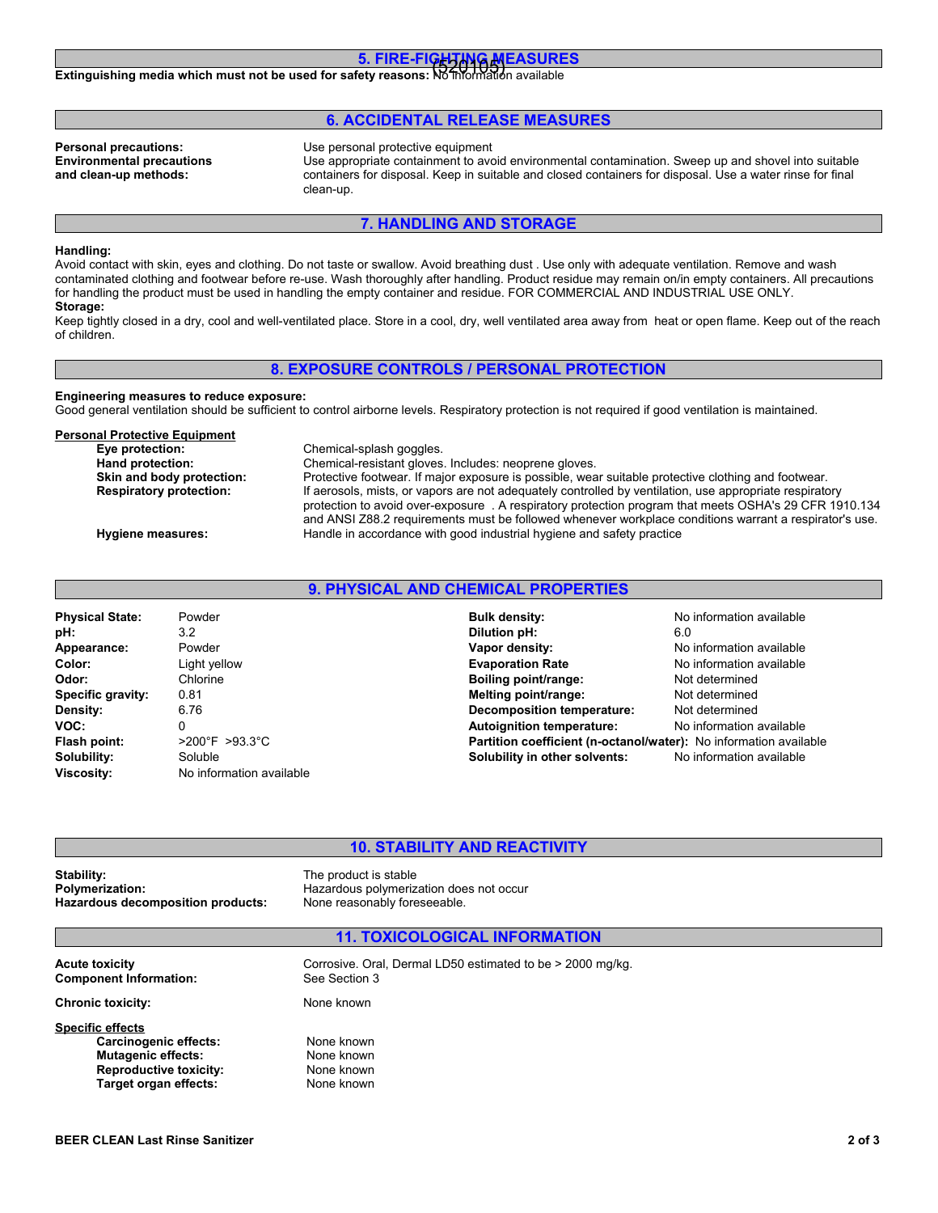## 5. FIRE-FIGHTING MEASURES

(520105)

**Extinguishing media which must not be used for safety reasons:** No information available

## 6. ACCIDENTAL RELEASE MEASURES

| | |
|---|---|
| **Personal precautions:** | Use personal protective equipment |
| **Environmental precautions and clean-up methods:** | Use appropriate containment to avoid environmental contamination. Sweep up and shovel into suitable containers for disposal. Keep in suitable and closed containers for disposal. Use a water rinse for final clean-up. |

## 7. HANDLING AND STORAGE

**Handling:**

Avoid contact with skin, eyes and clothing. Do not taste or swallow. Avoid breathing dust . Use only with adequate ventilation. Remove and wash contaminated clothing and footwear before re-use. Wash thoroughly after handling. Product residue may remain on/in empty containers. All precautions for handling the product must be used in handling the empty container and residue. FOR COMMERCIAL AND INDUSTRIAL USE ONLY.

**Storage:**

Keep tightly closed in a dry, cool and well-ventilated place. Store in a cool, dry, well ventilated area away from heat or open flame. Keep out of the reach of children.

## 8. EXPOSURE CONTROLS / PERSONAL PROTECTION

**Engineering measures to reduce exposure:**

Good general ventilation should be sufficient to control airborne levels. Respiratory protection is not required if good ventilation is maintained.

**Personal Protective Equipment**

| | |
|---|---|
| **Eye protection:** | Chemical-splash goggles. |
| **Hand protection:** | Chemical-resistant gloves. Includes: neoprene gloves. |
| **Skin and body protection:** | Protective footwear. If major exposure is possible, wear suitable protective clothing and footwear. |
| **Respiratory protection:** | If aerosols, mists, or vapors are not adequately controlled by ventilation, use appropriate respiratory protection to avoid over-exposure . A respiratory protection program that meets OSHA's 29 CFR 1910.134 and ANSI Z88.2 requirements must be followed whenever workplace conditions warrant a respirator's use. |
| **Hygiene measures:** | Handle in accordance with good industrial hygiene and safety practice |

## 9. PHYSICAL AND CHEMICAL PROPERTIES

| | | | |
|---|---|---|---|
| **Physical State:** | Powder | **Bulk density:** | No information available |
| **pH:** | 3.2 | **Dilution pH:** | 6.0 |
| **Appearance:** | Powder | **Vapor density:** | No information available |
| **Color:** | Light yellow | **Evaporation Rate** | No information available |
| **Odor:** | Chlorine | **Boiling point/range:** | Not determined |
| **Specific gravity:** | 0.81 | **Melting point/range:** | Not determined |
| **Density:** | 6.76 | **Decomposition temperature:** | Not determined |
| **VOC:** | 0 | **Autoignition temperature:** | No information available |
| **Flash point:** | >200°F >93.3°C | **Partition coefficient (n-octanol/water):** | No information available |
| **Solubility:** | Soluble | **Solubility in other solvents:** | No information available |
| **Viscosity:** | No information available | | |

## 10. STABILITY AND REACTIVITY

| | |
|---|---|
| **Stability:** | The product is stable |
| **Polymerization:** | Hazardous polymerization does not occur |
| **Hazardous decomposition products:** | None reasonably foreseeable. |

## 11. TOXICOLOGICAL INFORMATION

| | |
|---|---|
| **Acute toxicity** | Corrosive. Oral, Dermal LD50 estimated to be > 2000 mg/kg. |
| **Component Information:** | See Section 3 |
| **Chronic toxicity:** | None known |

**Specific effects**

| | |
|---|---|
| **Carcinogenic effects:** | None known |
| **Mutagenic effects:** | None known |
| **Reproductive toxicity:** | None known |
| **Target organ effects:** | None known |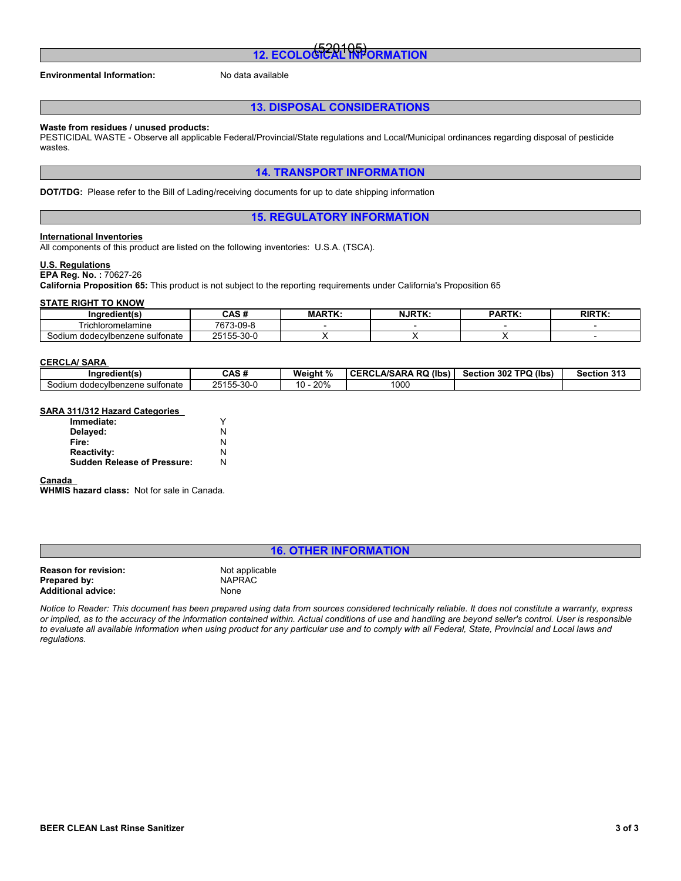(520105)

## 12. ECOLOGICAL INFORMATION

**Environmental Information:** No data available

## 13. DISPOSAL CONSIDERATIONS

**Waste from residues / unused products:**
PESTICIDAL WASTE - Observe all applicable Federal/Provincial/State regulations and Local/Municipal ordinances regarding disposal of pesticide wastes.

## 14. TRANSPORT INFORMATION

**DOT/TDG:** Please refer to the Bill of Lading/receiving documents for up to date shipping information

## 15. REGULATORY INFORMATION

**International Inventories**
All components of this product are listed on the following inventories: U.S.A. (TSCA).

**U.S. Regulations**
**EPA Reg. No. :** 70627-26
**California Proposition 65:** This product is not subject to the reporting requirements under California's Proposition 65

**STATE RIGHT TO KNOW**

| Ingredient(s) | CAS # | MARTK: | NJRTK: | PARTK: | RIRTK: |
|---|---|---|---|---|---|
| Trichloromelamine | 7673-09-8 | - | - | - | - |
| Sodium dodecylbenzene sulfonate | 25155-30-0 | X | X | X | - |

**CERCLA/ SARA**

| Ingredient(s) | CAS # | Weight % | CERCLA/SARA RQ (lbs) | Section 302 TPQ (lbs) | Section 313 |
|---|---|---|---|---|---|
| Sodium dodecylbenzene sulfonate | 25155-30-0 | 10 - 20% | 1000 | | |

**SARA 311/312 Hazard Categories**

| | |
|---|---|
| **Immediate:** | Y |
| **Delayed:** | N |
| **Fire:** | N |
| **Reactivity:** | N |
| **Sudden Release of Pressure:** | N |

**Canada**
**WHMIS hazard class:** Not for sale in Canada.

## 16. OTHER INFORMATION

**Reason for revision:** Not applicable
**Prepared by:** NAPRAC
**Additional advice:** None

*Notice to Reader: This document has been prepared using data from sources considered technically reliable. It does not constitute a warranty, express or implied, as to the accuracy of the information contained within. Actual conditions of use and handling are beyond seller's control. User is responsible to evaluate all available information when using product for any particular use and to comply with all Federal, State, Provincial and Local laws and regulations.*